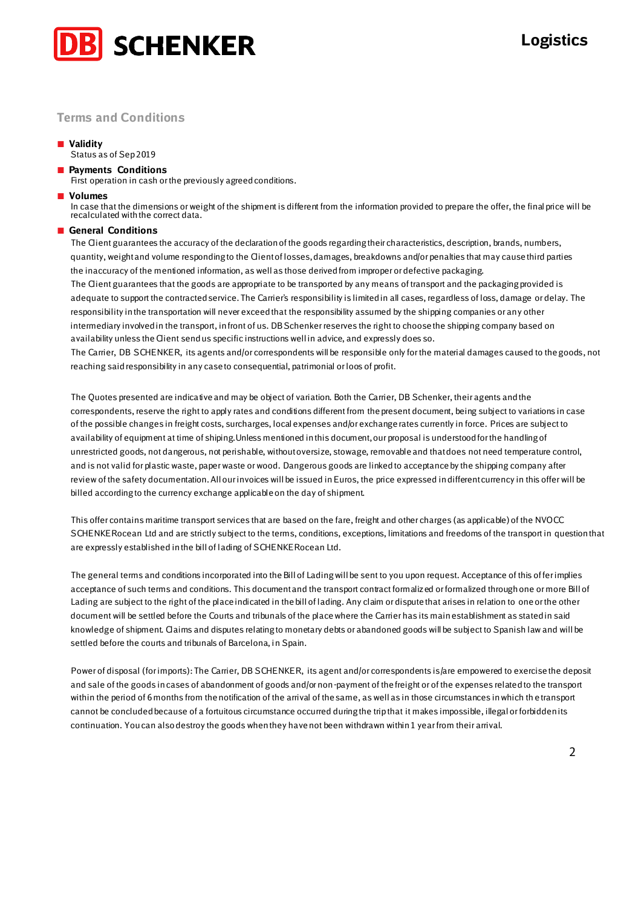## Terms and Conditions

- **Validity**
  Status as of Sep 2019

- **Payments Conditions**
  First operation in cash or the previously agreed conditions.

- **Volumes**
  In case that the dimensions or weight of the shipment is different from the information provided to prepare the offer, the final price will be recalculated with the correct data.

- **General Conditions**
  The Client guarantees the accuracy of the declaration of the goods regarding their characteristics, description, brands, numbers, quantity, weight and volume responding to the Client of losses, damages, breakdowns and/or penalties that may cause third parties the inaccuracy of the mentioned information, as well as those derived from improper or defective packaging.
  The Client guarantees that the goods are appropriate to be transported by any means of transport and the packaging provided is adequate to support the contracted service. The Carrier's responsibility is limited in all cases, regardless of loss, damage or delay. The responsibility in the transportation will never exceed that the responsibility assumed by the shipping companies or any other intermediary involved in the transport, in front of us. DB Schenker reserves the right to choose the shipping company based on availability unless the Client send us specific instructions well in advice, and expressly does so.
  The Carrier, DB SCHENKER, its agents and/or correspondents will be responsible only for the material damages caused to the goods, not reaching said responsibility in any case to consequential, patrimonial or loos of profit.

  The Quotes presented are indicative and may be object of variation. Both the Carrier, DB Schenker, their agents and the correspondents, reserve the right to apply rates and conditions different from the present document, being subject to variations in case of the possible changes in freight costs, surcharges, local expenses and/or exchange rates currently in force. Prices are subject to availability of equipment at time of shiping.Unless mentioned in this document, our proposal is understood for the handling of unrestricted goods, not dangerous, not perishable, without oversize, stowage, removable and that does not need temperature control, and is not valid for plastic waste, paper waste or wood. Dangerous goods are linked to acceptance by the shipping company after review of the safety documentation. All our invoices will be issued in Euros, the price expressed in different currency in this offer will be billed according to the currency exchange applicable on the day of shipment.

  This offer contains maritime transport services that are based on the fare, freight and other charges (as applicable) of the NVOCC SCHENKERocean Ltd and are strictly subject to the terms, conditions, exceptions, limitations and freedoms of the transport in question that are expressly established in the bill of lading of SCHENKERocean Ltd.

  The general terms and conditions incorporated into the Bill of Lading will be sent to you upon request. Acceptance of this offer implies acceptance of such terms and conditions. This document and the transport contract formalized or formalized through one or more Bill of Lading are subject to the right of the place indicated in the bill of lading. Any claim or dispute that arises in relation to one or the other document will be settled before the Courts and tribunals of the place where the Carrier has its main establishment as stated in said knowledge of shipment. Claims and disputes relating to monetary debts or abandoned goods will be subject to Spanish law and will be settled before the courts and tribunals of Barcelona, in Spain.

  Power of disposal (for imports): The Carrier, DB SCHENKER, its agent and/or correspondents is/are empowered to exercise the deposit and sale of the goods in cases of abandonment of goods and/or non-payment of the freight or of the expenses related to the transport within the period of 6 months from the notification of the arrival of the same, as well as in those circumstances in which the transport cannot be concluded because of a fortuitous circumstance occurred during the trip that it makes impossible, illegal or forbidden its continuation. You can also destroy the goods when they have not been withdrawn within 1 year from their arrival.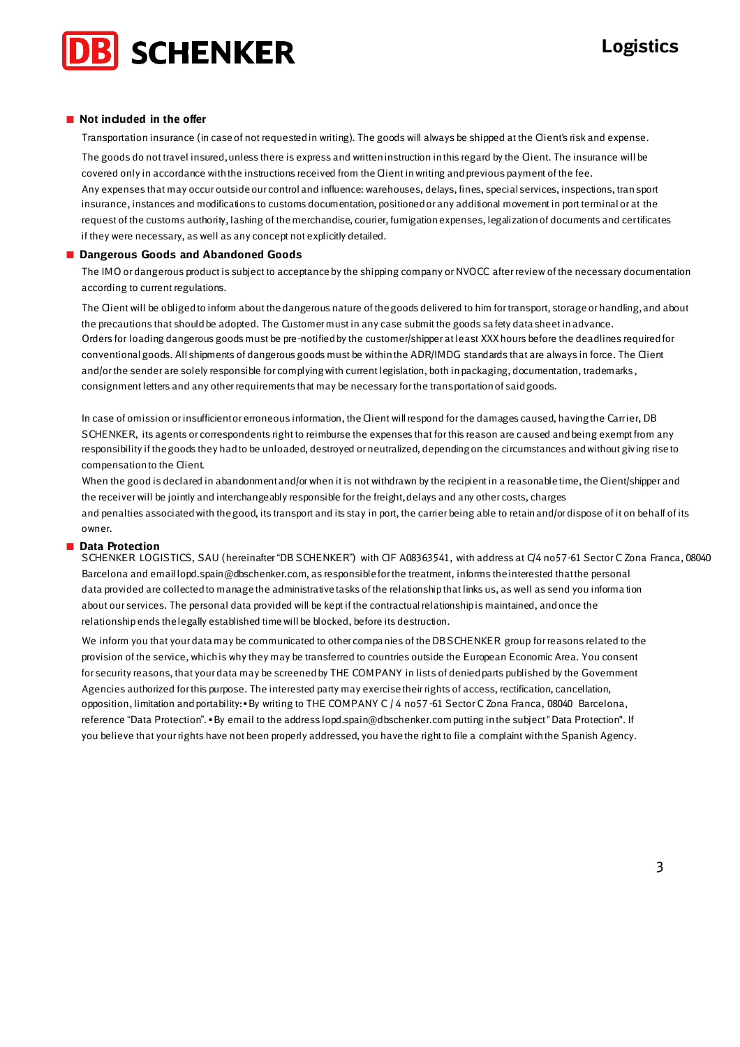## Not included in the offer

Transportation insurance (in case of not requested in writing). The goods will always be shipped at the Client's risk and expense.

The goods do not travel insured, unless there is express and written instruction in this regard by the Client. The insurance will be covered only in accordance with the instructions received from the Client in writing and previous payment of the fee.

Any expenses that may occur outside our control and influence: warehouses, delays, fines, special services, inspections, transport insurance, instances and modifications to customs documentation, positioned or any additional movement in port terminal or at the request of the customs authority, lashing of the merchandise, courier, fumigation expenses, legalization of documents and certificates if they were necessary, as well as any concept not explicitly detailed.

## Dangerous Goods and Abandoned Goods

The IMO or dangerous product is subject to acceptance by the shipping company or NVOCC after review of the necessary documentation according to current regulations.

The Client will be obliged to inform about the dangerous nature of the goods delivered to him for transport, storage or handling, and about the precautions that should be adopted. The Customer must in any case submit the goods safety data sheet in advance.

Orders for loading dangerous goods must be pre-notified by the customer/shipper at least XXX hours before the deadlines required for conventional goods. All shipments of dangerous goods must be within the ADR/IMDG standards that are always in force. The Client and/or the sender are solely responsible for complying with current legislation, both in packaging, documentation, trademarks, consignment letters and any other requirements that may be necessary for the transportation of said goods.

In case of omission or insufficient or erroneous information, the Client will respond for the damages caused, having the Carrier, DB SCHENKER, its agents or correspondents right to reimburse the expenses that for this reason are caused and being exempt from any responsibility if the goods they had to be unloaded, destroyed or neutralized, depending on the circumstances and without giving rise to compensation to the Client.

When the good is declared in abandonment and/or when it is not withdrawn by the recipient in a reasonable time, the Client/shipper and the receiver will be jointly and interchangeably responsible for the freight, delays and any other costs, charges and penalties associated with the good, its transport and its stay in port, the carrier being able to retain and/or dispose of it on behalf of its owner.

## Data Protection

SCHENKER LOGISTICS, SAU (hereinafter "DB SCHENKER") with CIF A08363541, with address at C/4 no57-61 Sector C Zona Franca, 08040 Barcelona and email lopd.spain@dbschenker.com, as responsible for the treatment, informs the interested that the personal data provided are collected to manage the administrative tasks of the relationship that links us, as well as send you information about our services. The personal data provided will be kept if the contractual relationship is maintained, and once the relationship ends the legally established time will be blocked, before its destruction.

We inform you that your data may be communicated to other companies of the DB SCHENKER group for reasons related to the provision of the service, which is why they may be transferred to countries outside the European Economic Area. You consent for security reasons, that your data may be screened by THE COMPANY in lists of denied parts published by the Government Agencies authorized for this purpose. The interested party may exercise their rights of access, rectification, cancellation, opposition, limitation and portability: • By writing to THE COMPANY C / 4 no57-61 Sector C Zona Franca, 08040 Barcelona, reference "Data Protection". • By email to the address lopd.spain@dbschenker.com putting in the subject "Data Protection". If you believe that your rights have not been properly addressed, you have the right to file a complaint with the Spanish Agency.